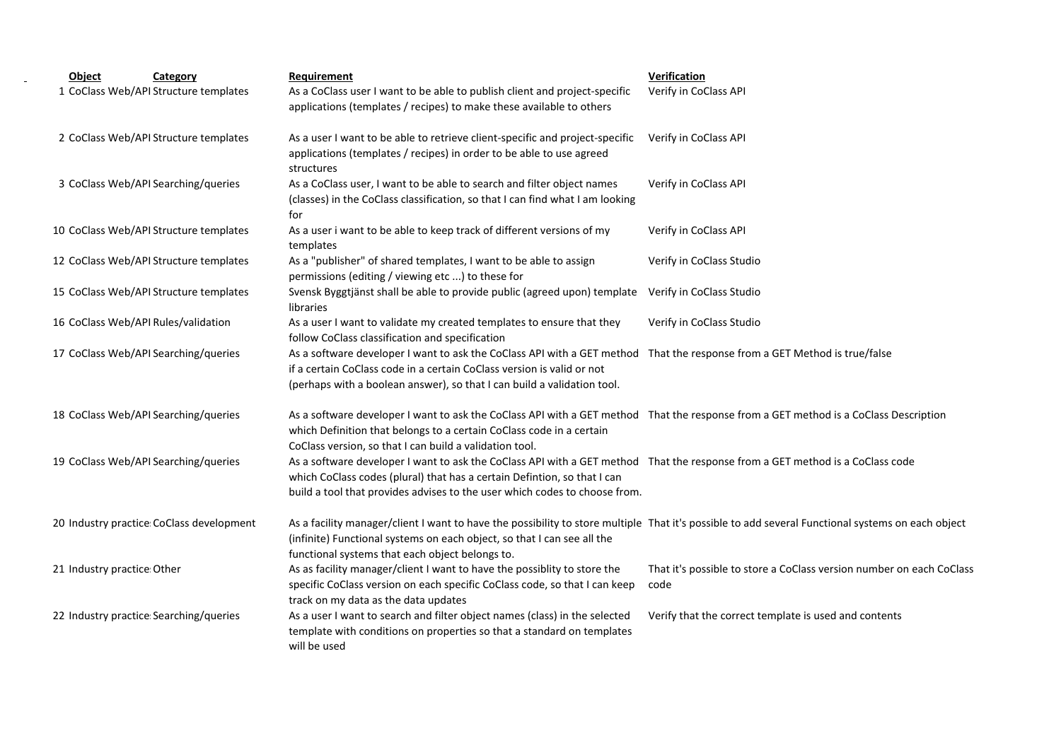| Object | Category | Requirement | Verification |
|---|---|---|---|
| 1 CoClass Web/API | Structure templates | As a CoClass user I want to be able to publish client and project-specific applications (templates / recipes) to make these available to others | Verify in CoClass API |
| 2 CoClass Web/API | Structure templates | As a user I want to be able to retrieve client-specific and project-specific applications (templates / recipes) in order to be able to use agreed structures | Verify in CoClass API |
| 3 CoClass Web/API | Searching/queries | As a CoClass user, I want to be able to search and filter object names (classes) in the CoClass classification, so that I can find what I am looking for | Verify in CoClass API |
| 10 CoClass Web/API | Structure templates | As a user i want to be able to keep track of different versions of my templates | Verify in CoClass API |
| 12 CoClass Web/API | Structure templates | As a "publisher" of shared templates, I want to be able to assign permissions (editing / viewing etc ...) to these for | Verify in CoClass Studio |
| 15 CoClass Web/API | Structure templates | Svensk Byggtjänst shall be able to provide public (agreed upon) template libraries | Verify in CoClass Studio |
| 16 CoClass Web/API | Rules/validation | As a user I want to validate my created templates to ensure that they follow CoClass classification and specification | Verify in CoClass Studio |
| 17 CoClass Web/API | Searching/queries | As a software developer I want to ask the CoClass API with a GET method if a certain CoClass code in a certain CoClass version is valid or not (perhaps with a boolean answer), so that I can build a validation tool. | That the response from a GET Method is true/false |
| 18 CoClass Web/API | Searching/queries | As a software developer I want to ask the CoClass API with a GET method which Definition that belongs to a certain CoClass code in a certain CoClass version, so that I can build a validation tool. | That the response from a GET method is a CoClass Description |
| 19 CoClass Web/API | Searching/queries | As a software developer I want to ask the CoClass API with a GET method which CoClass codes (plural) that has a certain Defintion, so that I can build a tool that provides advises to the user which codes to choose from. | That the response from a GET method is a CoClass code |
| 20 Industry practice | CoClass development | As a facility manager/client I want to have the possibility to store multiple (infinite) Functional systems on each object, so that I can see all the functional systems that each object belongs to. | That it's possible to add several Functional systems on each object |
| 21 Industry practice | Other | As as facility manager/client I want to have the possiblity to store the specific CoClass version on each specific CoClass code, so that I can keep track on my data as the data updates | That it's possible to store a CoClass version number on each CoClass code |
| 22 Industry practice | Searching/queries | As a user I want to search and filter object names (class) in the selected template with conditions on properties so that a standard on templates will be used | Verify that the correct template is used and contents |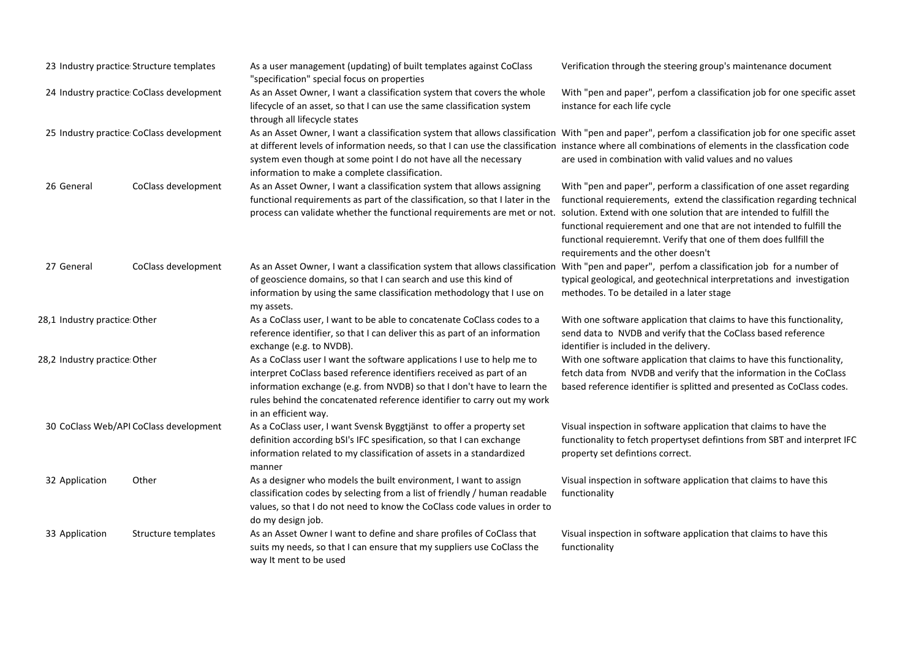| | | | | |
|---|---|---|---|---|
| 23 | Industry practice | Structure templates | As a user management (updating) of built templates against CoClass "specification" special focus on properties | Verification through the steering group's maintenance document |
| 24 | Industry practice | CoClass development | As an Asset Owner, I want a classification system that covers the whole lifecycle of an asset, so that I can use the same classification system through all lifecycle states | With "pen and paper", perfom a classification job for one specific asset instance for each life cycle |
| 25 | Industry practice | CoClass development | As an Asset Owner, I want a classification system that allows classification at different levels of information needs, so that I can use the classification system even though at some point I do not have all the necessary information to make a complete classification. | With "pen and paper", perfom a classification job for one specific asset instance where all combinations of elements in the classfication code are used in combination with valid values and no values |
| 26 | General | CoClass development | As an Asset Owner, I want a classification system that allows assigning functional requirements as part of the classification, so that I later in the process can validate whether the functional requirements are met or not. | With "pen and paper", perform a classification of one asset regarding functional requierements, extend the classification regarding technical solution. Extend with one solution that are intended to fulfill the functional requierement and one that are not intended to fulfill the functional requieremnt. Verify that one of them does fullfill the requirements and the other doesn't |
| 27 | General | CoClass development | As an Asset Owner, I want a classification system that allows classification of geoscience domains, so that I can search and use this kind of information by using the same classification methodology that I use on my assets. | With "pen and paper", perfom a classification job for a number of typical geological, and geotechnical interpretations and investigation methodes. To be detailed in a later stage |
| 28,1 | Industry practice | Other | As a CoClass user, I want to be able to concatenate CoClass codes to a reference identifier, so that I can deliver this as part of an information exchange (e.g. to NVDB). | With one software application that claims to have this functionality, send data to NVDB and verify that the CoClass based reference identifier is included in the delivery. |
| 28,2 | Industry practice | Other | As a CoClass user I want the software applications I use to help me to interpret CoClass based reference identifiers received as part of an information exchange (e.g. from NVDB) so that I don't have to learn the rules behind the concatenated reference identifier to carry out my work in an efficient way. | With one software application that claims to have this functionality, fetch data from NVDB and verify that the information in the CoClass based reference identifier is splitted and presented as CoClass codes. |
| 30 | CoClass Web/API | CoClass development | As a CoClass user, I want Svensk Byggtjänst to offer a property set definition according bSI's IFC spesification, so that I can exchange information related to my classification of assets in a standardized manner | Visual inspection in software application that claims to have the functionality to fetch propertyset defintions from SBT and interpret IFC property set defintions correct. |
| 32 | Application | Other | As a designer who models the built environment, I want to assign classification codes by selecting from a list of friendly / human readable values, so that I do not need to know the CoClass code values in order to do my design job. | Visual inspection in software application that claims to have this functionality |
| 33 | Application | Structure templates | As an Asset Owner I want to define and share profiles of CoClass that suits my needs, so that I can ensure that my suppliers use CoClass the way It ment to be used | Visual inspection in software application that claims to have this functionality |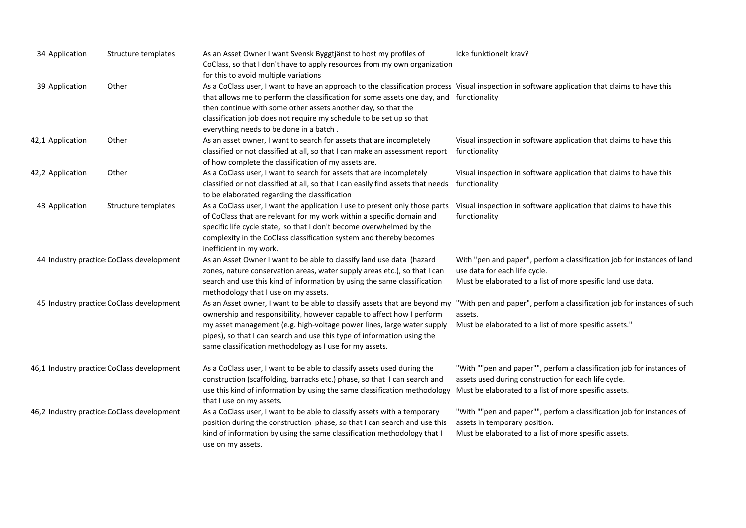| | | | | |
|---|---|---|---|---|
| 34 | Application | Structure templates | As an Asset Owner I want Svensk Byggtjänst to host my profiles of CoClass, so that I don't have to apply resources from my own organization for this to avoid multiple variations | Icke funktionelt krav? |
| 39 | Application | Other | As a CoClass user, I want to have an approach to the classification process that allows me to perform the classification for some assets one day, and then continue with some other assets another day, so that the classification job does not require my schedule to be set up so that everything needs to be done in a batch . | Visual inspection in software application that claims to have this functionality |
| 42,1 | Application | Other | As an asset owner, I want to search for assets that are incompletely classified or not classified at all, so that I can make an assessment report of how complete the classification of my assets are. | Visual inspection in software application that claims to have this functionality |
| 42,2 | Application | Other | As a CoClass user, I want to search for assets that are incompletely classified or not classified at all, so that I can easily find assets that needs to be elaborated regarding the classification | Visual inspection in software application that claims to have this functionality |
| 43 | Application | Structure templates | As a CoClass user, I want the application I use to present only those parts of CoClass that are relevant for my work within a specific domain and specific life cycle state, so that I don't become overwhelmed by the complexity in the CoClass classification system and thereby becomes inefficient in my work. | Visual inspection in software application that claims to have this functionality |
| 44 | Industry practice | CoClass development | As an Asset Owner I want to be able to classify land use data (hazard zones, nature conservation areas, water supply areas etc.), so that I can search and use this kind of information by using the same classification methodology that I use on my assets. | With "pen and paper", perfom a classification job for instances of land use data for each life cycle.<br>Must be elaborated to a list of more spesific land use data. |
| 45 | Industry practice | CoClass development | As an Asset owner, I want to be able to classify assets that are beyond my ownership and responsibility, however capable to affect how I perform my asset management (e.g. high-voltage power lines, large water supply pipes), so that I can search and use this type of information using the same classification methodology as I use for my assets. | "With pen and paper", perfom a classification job for instances of such assets.<br>Must be elaborated to a list of more spesific assets." |
| 46,1 | Industry practice | CoClass development | As a CoClass user, I want to be able to classify assets used during the construction (scaffolding, barracks etc.) phase, so that I can search and use this kind of information by using the same classification methodology that I use on my assets. | "With ""pen and paper"", perfom a classification job for instances of assets used during construction for each life cycle.<br>Must be elaborated to a list of more spesific assets. |
| 46,2 | Industry practice | CoClass development | As a CoClass user, I want to be able to classify assets with a temporary position during the construction phase, so that I can search and use this kind of information by using the same classification methodology that I use on my assets. | "With ""pen and paper"", perfom a classification job for instances of assets in temporary position.<br>Must be elaborated to a list of more spesific assets. |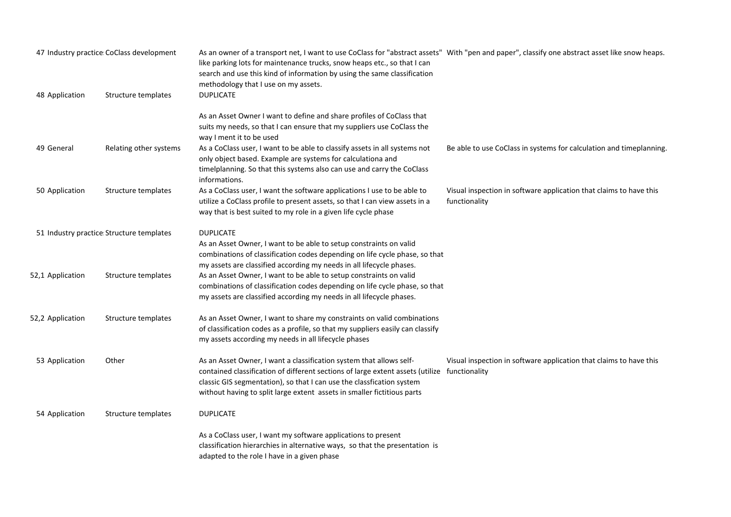| | | | |
|---|---|---|---|
| 47 | Industry practice | CoClass development | As an owner of a transport net, I want to use CoClass for "abstract assets" like parking lots for maintenance trucks, snow heaps etc., so that I can search and use this kind of information by using the same classification methodology that I use on my assets. | With "pen and paper", classify one abstract asset like snow heaps. |
| 48 | Application | Structure templates | DUPLICATE<br><br>As an Asset Owner I want to define and share profiles of CoClass that suits my needs, so that I can ensure that my suppliers use CoClass the way I ment it to be used | |
| 49 | General | Relating other systems | As a CoClass user, I want to be able to classify assets in all systems not only object based. Example are systems for calculationa and timelplanning. So that this systems also can use and carry the CoClass informations. | Be able to use CoClass in systems for calculation and timeplanning. |
| 50 | Application | Structure templates | As a CoClass user, I want the software applications I use to be able to utilize a CoClass profile to present assets, so that I can view assets in a way that is best suited to my role in a given life cycle phase | Visual inspection in software application that claims to have this functionality |
| 51 | Industry practice | Structure templates | DUPLICATE<br>As an Asset Owner, I want to be able to setup constraints on valid combinations of classification codes depending on life cycle phase, so that my assets are classified according my needs in all lifecycle phases. | |
| 52,1 | Application | Structure templates | As an Asset Owner, I want to be able to setup constraints on valid combinations of classification codes depending on life cycle phase, so that my assets are classified according my needs in all lifecycle phases. | |
| 52,2 | Application | Structure templates | As an Asset Owner, I want to share my constraints on valid combinations of classification codes as a profile, so that my suppliers easily can classify my assets according my needs in all lifecycle phases | |
| 53 | Application | Other | As an Asset Owner, I want a classification system that allows self-contained classification of different sections of large extent assets (utilize classic GIS segmentation), so that I can use the classfication system without having to split large extent assets in smaller fictitious parts | Visual inspection in software application that claims to have this functionality |
| 54 | Application | Structure templates | DUPLICATE<br><br>As a CoClass user, I want my software applications to present classification hierarchies in alternative ways, so that the presentation is adapted to the role I have in a given phase | |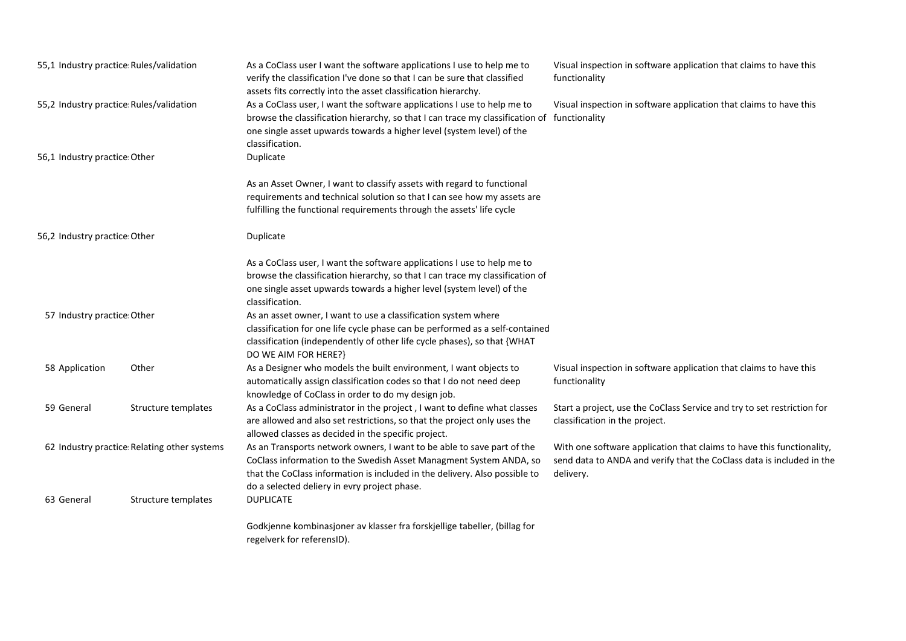| | | | |
|---|---|---|---|
| 55,1 Industry practice | Rules/validation | As a CoClass user I want the software applications I use to help me to verify the classification I've done so that I can be sure that classified assets fits correctly into the asset classification hierarchy. | Visual inspection in software application that claims to have this functionality |
| 55,2 Industry practice | Rules/validation | As a CoClass user, I want the software applications I use to help me to browse the classification hierarchy, so that I can trace my classification of one single asset upwards towards a higher level (system level) of the classification. | Visual inspection in software application that claims to have this functionality |
| 56,1 Industry practice | Other | Duplicate<br><br>As an Asset Owner, I want to classify assets with regard to functional requirements and technical solution so that I can see how my assets are fulfilling the functional requirements through the assets' life cycle | |
| 56,2 Industry practice | Other | Duplicate<br><br>As a CoClass user, I want the software applications I use to help me to browse the classification hierarchy, so that I can trace my classification of one single asset upwards towards a higher level (system level) of the classification. | |
| 57 Industry practice | Other | As an asset owner, I want to use a classification system where classification for one life cycle phase can be performed as a self-contained classification (independently of other life cycle phases), so that {WHAT DO WE AIM FOR HERE?} | |
| 58 Application | Other | As a Designer who models the built environment, I want objects to automatically assign classification codes so that I do not need deep knowledge of CoClass in order to do my design job. | Visual inspection in software application that claims to have this functionality |
| 59 General | Structure templates | As a CoClass administrator in the project , I want to define what classes are allowed and also set restrictions, so that the project only uses the allowed classes as decided in the specific project. | Start a project, use the CoClass Service and try to set restriction for classification in the project. |
| 62 Industry practice | Relating other systems | As an Transports network owners, I want to be able to save part of the CoClass information to the Swedish Asset Managment System ANDA, so that the CoClass information is included in the delivery. Also possible to do a selected deliery in evry project phase. | With one software application that claims to have this functionality, send data to ANDA and verify that the CoClass data is included in the delivery. |
| 63 General | Structure templates | DUPLICATE<br><br>Godkjenne kombinasjoner av klasser fra forskjellige tabeller, (billag for regelverk for referensID). | |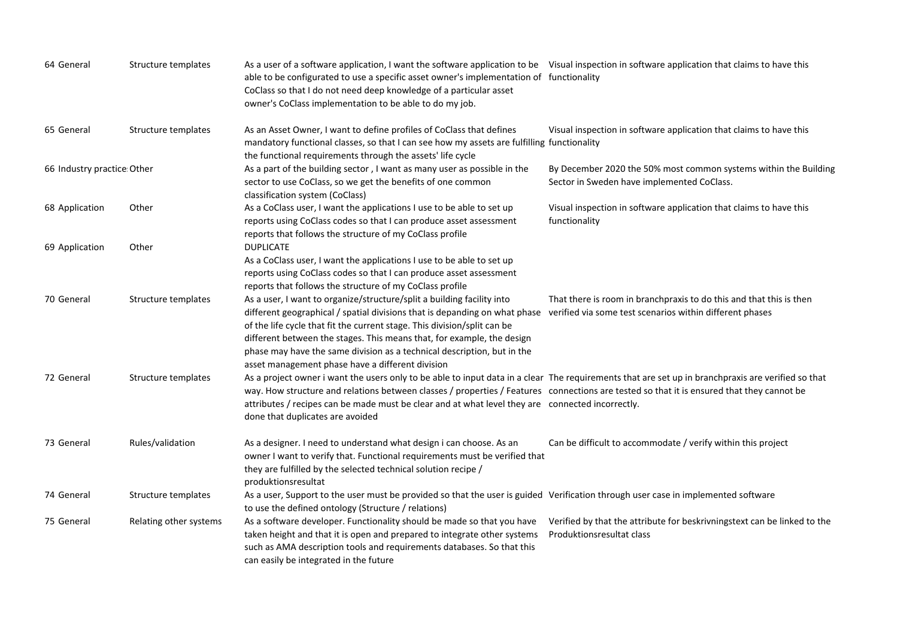| | | | | |
|---|---|---|---|---|
| 64 | General | Structure templates | As a user of a software application, I want the software application to be able to be configurated to use a specific asset owner's implementation of CoClass so that I do not need deep knowledge of a particular asset owner's CoClass implementation to be able to do my job. | Visual inspection in software application that claims to have this functionality |
| 65 | General | Structure templates | As an Asset Owner, I want to define profiles of CoClass that defines mandatory functional classes, so that I can see how my assets are fulfilling the functional requirements through the assets' life cycle | Visual inspection in software application that claims to have this functionality |
| 66 | Industry practice | Other | As a part of the building sector , I want as many user as possible in the sector to use CoClass, so we get the benefits of one common classification system (CoClass) | By December 2020 the 50% most common systems within the Building Sector in Sweden have implemented CoClass. |
| 68 | Application | Other | As a CoClass user, I want the applications I use to be able to set up reports using CoClass codes so that I can produce asset assessment reports that follows the structure of my CoClass profile | Visual inspection in software application that claims to have this functionality |
| 69 | Application | Other | DUPLICATE<br>As a CoClass user, I want the applications I use to be able to set up reports using CoClass codes so that I can produce asset assessment reports that follows the structure of my CoClass profile | |
| 70 | General | Structure templates | As a user, I want to organize/structure/split a building facility into different geographical / spatial divisions that is depanding on what phase of the life cycle that fit the current stage. This division/split can be different between the stages. This means that, for example, the design phase may have the same division as a technical description, but in the asset management phase have a different division | That there is room in branchpraxis to do this and that this is then verified via some test scenarios within different phases |
| 72 | General | Structure templates | As a project owner i want the users only to be able to input data in a clear way. How structure and relations between classes / properties / Features attributes / recipes can be made must be clear and at what level they are done that duplicates are avoided | The requirements that are set up in branchpraxis are verified so that connections are tested so that it is ensured that they cannot be connected incorrectly. |
| 73 | General | Rules/validation | As a designer. I need to understand what design i can choose. As an owner I want to verify that. Functional requirements must be verified that they are fulfilled by the selected technical solution recipe / produktionsresultat | Can be difficult to accommodate / verify within this project |
| 74 | General | Structure templates | As a user, Support to the user must be provided so that the user is guided to use the defined ontology (Structure / relations) | Verification through user case in implemented software |
| 75 | General | Relating other systems | As a software developer. Functionality should be made so that you have taken height and that it is open and prepared to integrate other systems such as AMA description tools and requirements databases. So that this can easily be integrated in the future | Verified by that the attribute for beskrivningstext can be linked to the Produktionsresultat class |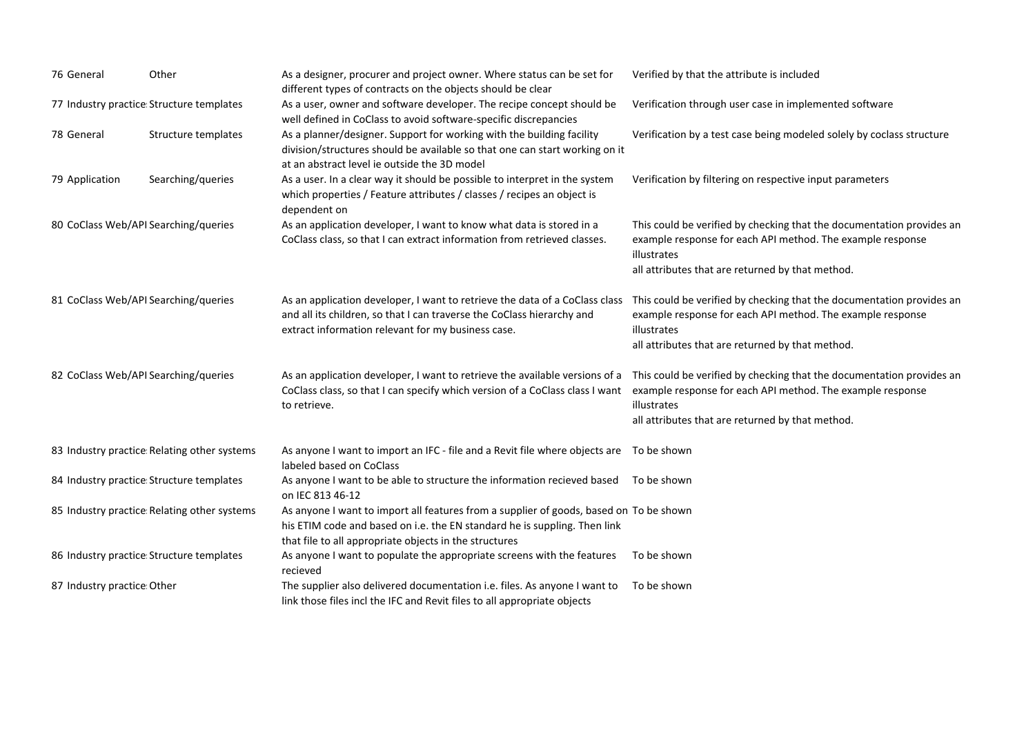| | | | | |
|---|---|---|---|---|
| 76 | General | Other | As a designer, procurer and project owner. Where status can be set for different types of contracts on the objects should be clear | Verified by that the attribute is included |
| 77 | Industry practice | Structure templates | As a user, owner and software developer. The recipe concept should be well defined in CoClass to avoid software-specific discrepancies | Verification through user case in implemented software |
| 78 | General | Structure templates | As a planner/designer. Support for working with the building facility division/structures should be available so that one can start working on it at an abstract level ie outside the 3D model | Verification by a test case being modeled solely by coclass structure |
| 79 | Application | Searching/queries | As a user. In a clear way it should be possible to interpret in the system which properties / Feature attributes / classes / recipes an object is dependent on | Verification by filtering on respective input parameters |
| 80 | CoClass Web/API | Searching/queries | As an application developer, I want to know what data is stored in a CoClass class, so that I can extract information from retrieved classes. | This could be verified by checking that the documentation provides an example response for each API method. The example response illustrates all attributes that are returned by that method. |
| 81 | CoClass Web/API | Searching/queries | As an application developer, I want to retrieve the data of a CoClass class and all its children, so that I can traverse the CoClass hierarchy and extract information relevant for my business case. | This could be verified by checking that the documentation provides an example response for each API method. The example response illustrates all attributes that are returned by that method. |
| 82 | CoClass Web/API | Searching/queries | As an application developer, I want to retrieve the available versions of a CoClass class, so that I can specify which version of a CoClass class I want to retrieve. | This could be verified by checking that the documentation provides an example response for each API method. The example response illustrates all attributes that are returned by that method. |
| 83 | Industry practice | Relating other systems | As anyone I want to import an IFC - file and a Revit file where objects are labeled based on CoClass | To be shown |
| 84 | Industry practice | Structure templates | As anyone I want to be able to structure the information recieved based on IEC 813 46-12 | To be shown |
| 85 | Industry practice | Relating other systems | As anyone I want to import all features from a supplier of goods, based on his ETIM code and based on i.e. the EN standard he is suppling. Then link that file to all appropriate objects in the structures | To be shown |
| 86 | Industry practice | Structure templates | As anyone I want to populate the appropriate screens with the features recieved | To be shown |
| 87 | Industry practice | Other | The supplier also delivered documentation i.e. files. As anyone I want to link those files incl the IFC and Revit files to all appropriate objects | To be shown |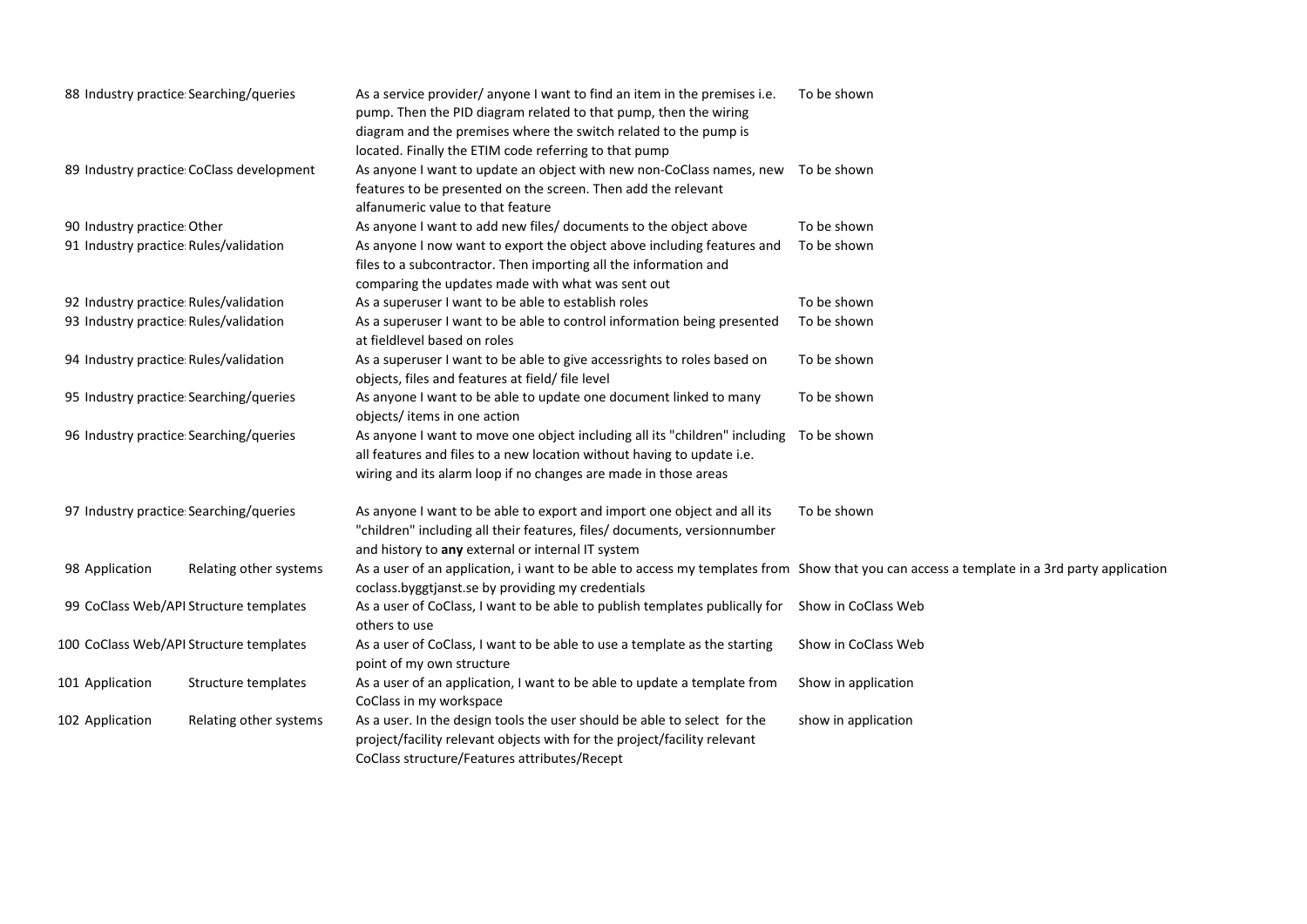| | | | | |
|---|---|---|---|---|
| 88 | Industry practice | Searching/queries | As a service provider/ anyone I want to find an item in the premises i.e. pump. Then the PID diagram related to that pump, then the wiring diagram and the premises where the switch related to the pump is located. Finally the ETIM code referring to that pump | To be shown |
| 89 | Industry practice | CoClass development | As anyone I want to update an object with new non-CoClass names, new features to be presented on the screen. Then add the relevant alfanumeric value to that feature | To be shown |
| 90 | Industry practice | Other | As anyone I want to add new files/ documents to the object above | To be shown |
| 91 | Industry practice | Rules/validation | As anyone I now want to export the object above including features and files to a subcontractor. Then importing all the information and comparing the updates made with what was sent out | To be shown |
| 92 | Industry practice | Rules/validation | As a superuser I want to be able to establish roles | To be shown |
| 93 | Industry practice | Rules/validation | As a superuser I want to be able to control information being presented at fieldlevel based on roles | To be shown |
| 94 | Industry practice | Rules/validation | As a superuser I want to be able to give accessrights to roles based on objects, files and features at field/ file level | To be shown |
| 95 | Industry practice | Searching/queries | As anyone I want to be able to update one document linked to many objects/ items in one action | To be shown |
| 96 | Industry practice | Searching/queries | As anyone I want to move one object including all its "children" including all features and files to a new location without having to update i.e. wiring and its alarm loop if no changes are made in those areas | To be shown |
| 97 | Industry practice | Searching/queries | As anyone I want to be able to export and import one object and all its "children" including all their features, files/ documents, versionnumber and history to **any** external or internal IT system | To be shown |
| 98 | Application | Relating other systems | As a user of an application, i want to be able to access my templates from coclass.byggtjanst.se by providing my credentials | Show that you can access a template in a 3rd party application |
| 99 | CoClass Web/API | Structure templates | As a user of CoClass, I want to be able to publish templates publically for others to use | Show in CoClass Web |
| 100 | CoClass Web/API | Structure templates | As a user of CoClass, I want to be able to use a template as the starting point of my own structure | Show in CoClass Web |
| 101 | Application | Structure templates | As a user of an application, I want to be able to update a template from CoClass in my workspace | Show in application |
| 102 | Application | Relating other systems | As a user. In the design tools the user should be able to select for the project/facility relevant objects with for the project/facility relevant CoClass structure/Features attributes/Recept | show in application |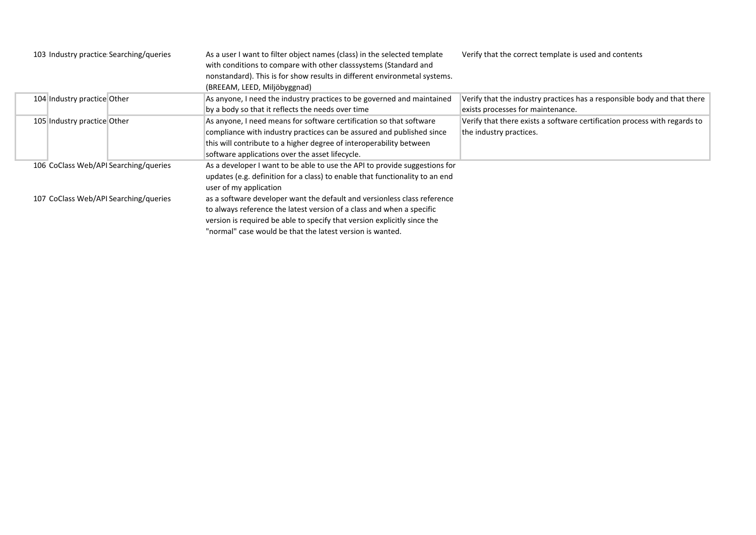| | | | | |
|---|---|---|---|---|
| 103 | Industry practice | Searching/queries | As a user I want to filter object names (class) in the selected template with conditions to compare with other classsystems (Standard and nonstandard). This is for show results in different environmetal systems. (BREEAM, LEED, Miljöbyggnad) | Verify that the correct template is used and contents |
| 104 | Industry practice | Other | As anyone, I need the industry practices to be governed and maintained by a body so that it reflects the needs over time | Verify that the industry practices has a responsible body and that there exists processes for maintenance. |
| 105 | Industry practice | Other | As anyone, I need means for software certification so that software compliance with industry practices can be assured and published since this will contribute to a higher degree of interoperability between software applications over the asset lifecycle. | Verify that there exists a software certification process with regards to the industry practices. |
| 106 | CoClass Web/API | Searching/queries | As a developer I want to be able to use the API to provide suggestions for updates (e.g. definition for a class) to enable that functionality to an end user of my application | |
| 107 | CoClass Web/API | Searching/queries | as a software developer want the default and versionless class reference to always reference the latest version of a class and when a specific version is required be able to specify that version explicitly since the "normal" case would be that the latest version is wanted. | |